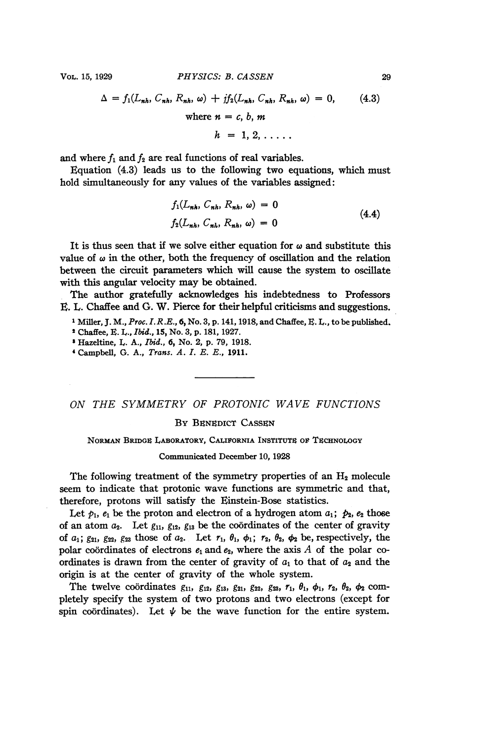$$\Delta = f_1(L_{nh}, C_{nh}, R_{nh}, \omega) + jf_2(L_{nh}, C_{nh}, R_{nh}, \omega) = 0, \tag{4.3}$$

$$\text{where } n = c, b, m$$

$$h = 1, 2, \ldots\ldots$$

and where $f_1$ and $f_2$ are real functions of real variables.

Equation (4.3) leads us to the following two equations, which must hold simultaneously for any values of the variables assigned:

$$\begin{aligned} f_1(L_{nh}, C_{nh}, R_{nh}, \omega) &= 0 \\ f_2(L_{nh}, C_{nh}, R_{nh}, \omega) &= 0 \end{aligned} \tag{4.4}$$

It is thus seen that if we solve either equation for $\omega$ and substitute this value of $\omega$ in the other, both the frequency of oscillation and the relation between the circuit parameters which will cause the system to oscillate with this angular velocity may be obtained.

The author gratefully acknowledges his indebtedness to Professors E. L. Chaffee and G. W. Pierce for their helpful criticisms and suggestions.

[1] Miller, J. M., *Proc. I. R. E.*, **6**, No. 3, p. 141, 1918, and Chaffee, E. L., to be published.

[2] Chaffee, E. L., *Ibid.*, **15**, No. 3, p. 181, 1927.

[3] Hazeltine, L. A., *Ibid.*, **6**, No. 2, p. 79, 1918.

[4] Campbell, G. A., *Trans. A. I. E. E.*, **1911**.

---

# *ON THE SYMMETRY OF PROTONIC WAVE FUNCTIONS*

By Benedict Cassen

Norman Bridge Laboratory, California Institute of Technology

Communicated December 10, 1928

The following treatment of the symmetry properties of an $H_2$ molecule seem to indicate that protonic wave functions are symmetric and that, therefore, protons will satisfy the Einstein-Bose statistics.

Let $p_1$, $e_1$ be the proton and electron of a hydrogen atom $a_1$; $p_2$, $e_2$ those of an atom $a_2$. Let $g_{11}$, $g_{12}$, $g_{13}$ be the coördinates of the center of gravity of $a_1$; $g_{21}$, $g_{22}$, $g_{23}$ those of $a_2$. Let $r_1$, $\theta_1$, $\phi_1$; $r_2$, $\theta_2$, $\phi_2$ be, respectively, the polar coördinates of electrons $e_1$ and $e_2$, where the axis $A$ of the polar coördinates is drawn from the center of gravity of $a_1$ to that of $a_2$ and the origin is at the center of gravity of the whole system.

The twelve coördinates $g_{11}$, $g_{12}$, $g_{13}$, $g_{21}$, $g_{22}$, $g_{23}$, $r_1$, $\theta_1$, $\phi_1$, $r_2$, $\theta_2$, $\phi_2$ completely specify the system of two protons and two electrons (except for spin coördinates). Let $\psi$ be the wave function for the entire system.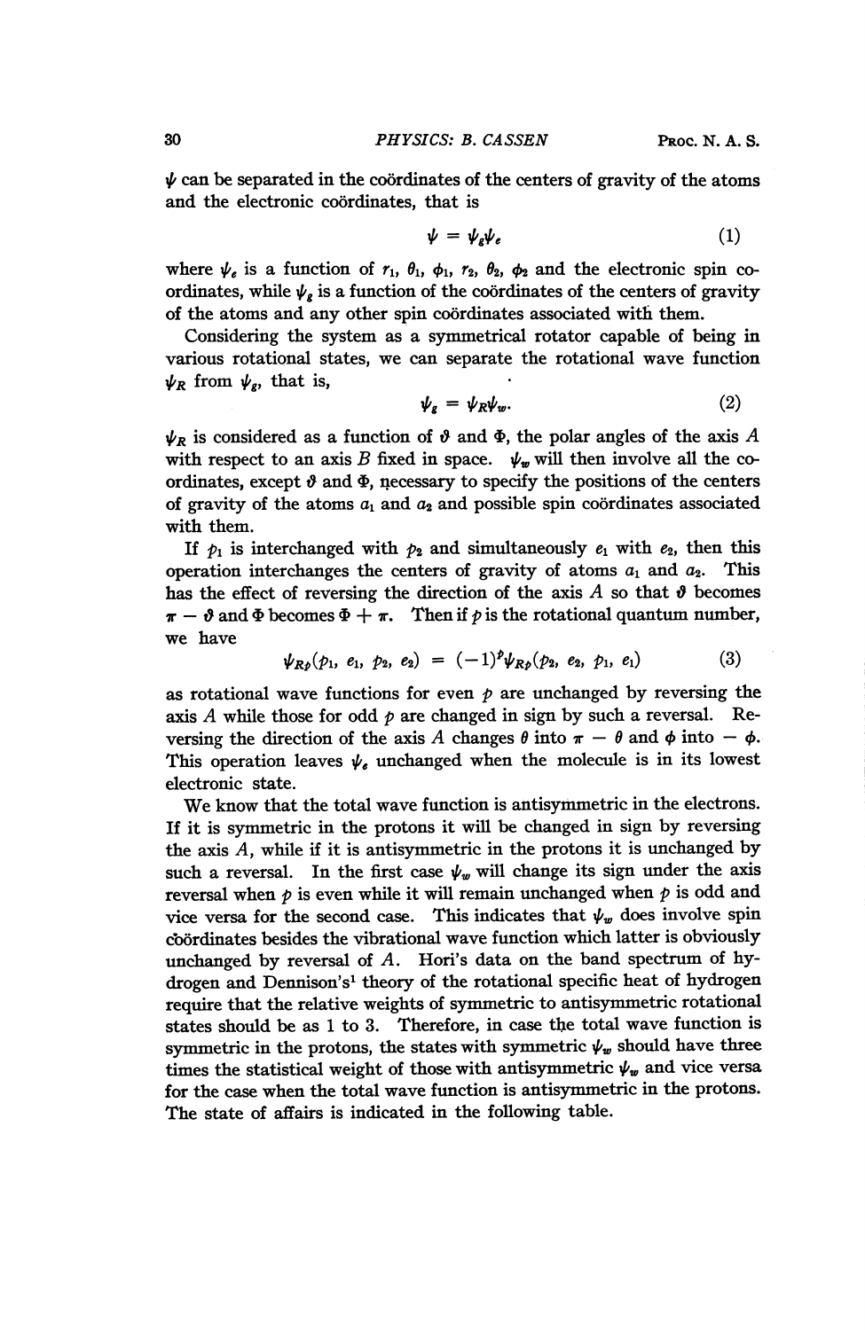$\psi$ can be separated in the coördinates of the centers of gravity of the atoms and the electronic coördinates, that is

$$\psi = \psi_g \psi_e \tag{1}$$

where $\psi_e$ is a function of $r_1$, $\theta_1$, $\phi_1$, $r_2$, $\theta_2$, $\phi_2$ and the electronic spin coördinates, while $\psi_g$ is a function of the coördinates of the centers of gravity of the atoms and any other spin coördinates associated with them.

Considering the system as a symmetrical rotator capable of being in various rotational states, we can separate the rotational wave function $\psi_R$ from $\psi_g$, that is,

$$\psi_g = \psi_R \psi_w. \tag{2}$$

$\psi_R$ is considered as a function of $\vartheta$ and $\Phi$, the polar angles of the axis $A$ with respect to an axis $B$ fixed in space. $\psi_w$ will then involve all the coördinates, except $\vartheta$ and $\Phi$, necessary to specify the positions of the centers of gravity of the atoms $a_1$ and $a_2$ and possible spin coördinates associated with them.

If $p_1$ is interchanged with $p_2$ and simultaneously $e_1$ with $e_2$, then this operation interchanges the centers of gravity of atoms $a_1$ and $a_2$. This has the effect of reversing the direction of the axis $A$ so that $\vartheta$ becomes $\pi - \vartheta$ and $\Phi$ becomes $\Phi + \pi$. Then if $p$ is the rotational quantum number, we have

$$\psi_{Rp}(p_1, e_1, p_2, e_2) = (-1)^p \psi_{Rp}(p_2, e_2, p_1, e_1) \tag{3}$$

as rotational wave functions for even $p$ are unchanged by reversing the axis $A$ while those for odd $p$ are changed in sign by such a reversal. Reversing the direction of the axis $A$ changes $\theta$ into $\pi - \theta$ and $\phi$ into $-\phi$. This operation leaves $\psi_e$ unchanged when the molecule is in its lowest electronic state.

We know that the total wave function is antisymmetric in the electrons. If it is symmetric in the protons it will be changed in sign by reversing the axis $A$, while if it is antisymmetric in the protons it is unchanged by such a reversal. In the first case $\psi_w$ will change its sign under the axis reversal when $p$ is even while it will remain unchanged when $p$ is odd and vice versa for the second case. This indicates that $\psi_w$ does involve spin coördinates besides the vibrational wave function which latter is obviously unchanged by reversal of $A$. Hori's data on the band spectrum of hydrogen and Dennison's[1] theory of the rotational specific heat of hydrogen require that the relative weights of symmetric to antisymmetric rotational states should be as 1 to 3. Therefore, in case the total wave function is symmetric in the protons, the states with symmetric $\psi_w$ should have three times the statistical weight of those with antisymmetric $\psi_w$ and vice versa for the case when the total wave function is antisymmetric in the protons. The state of affairs is indicated in the following table.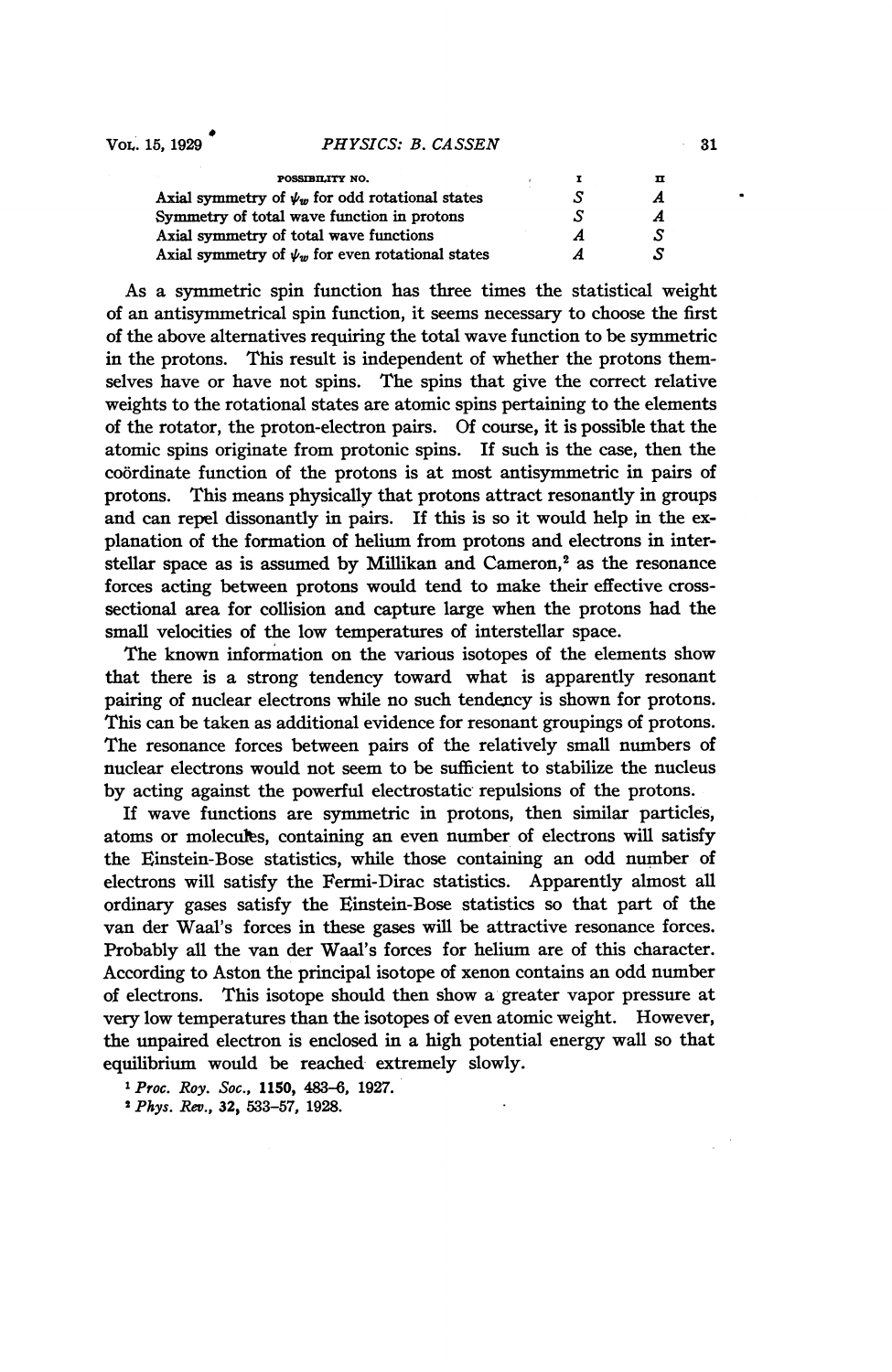| POSSIBILITY NO. | I | II |
|---|---|---|
| Axial symmetry of $\psi_w$ for odd rotational states | $S$ | $A$ |
| Symmetry of total wave function in protons | $S$ | $A$ |
| Axial symmetry of total wave functions | $A$ | $S$ |
| Axial symmetry of $\psi_w$ for even rotational states | $A$ | $S$ |

As a symmetric spin function has three times the statistical weight of an antisymmetrical spin function, it seems necessary to choose the first of the above alternatives requiring the total wave function to be symmetric in the protons. This result is independent of whether the protons themselves have or have not spins. The spins that give the correct relative weights to the rotational states are atomic spins pertaining to the elements of the rotator, the proton-electron pairs. Of course, it is possible that the atomic spins originate from protonic spins. If such is the case, then the coördinate function of the protons is at most antisymmetric in pairs of protons. This means physically that protons attract resonantly in groups and can repel dissonantly in pairs. If this is so it would help in the explanation of the formation of helium from protons and electrons in interstellar space as is assumed by Millikan and Cameron,[2] as the resonance forces acting between protons would tend to make their effective cross-sectional area for collision and capture large when the protons had the small velocities of the low temperatures of interstellar space.

The known information on the various isotopes of the elements show that there is a strong tendency toward what is apparently resonant pairing of nuclear electrons while no such tendency is shown for protons. This can be taken as additional evidence for resonant groupings of protons. The resonance forces between pairs of the relatively small numbers of nuclear electrons would not seem to be sufficient to stabilize the nucleus by acting against the powerful electrostatic repulsions of the protons.

If wave functions are symmetric in protons, then similar particles, atoms or molecules, containing an even number of electrons will satisfy the Einstein-Bose statistics, while those containing an odd number of electrons will satisfy the Fermi-Dirac statistics. Apparently almost all ordinary gases satisfy the Einstein-Bose statistics so that part of the van der Waal's forces in these gases will be attractive resonance forces. Probably all the van der Waal's forces for helium are of this character. According to Aston the principal isotope of xenon contains an odd number of electrons. This isotope should then show a greater vapor pressure at very low temperatures than the isotopes of even atomic weight. However, the unpaired electron is enclosed in a high potential energy wall so that equilibrium would be reached extremely slowly.

[1] *Proc. Roy. Soc.*, **1150**, 483–6, 1927.

[2] *Phys. Rev.*, **32**, 533–57, 1928.